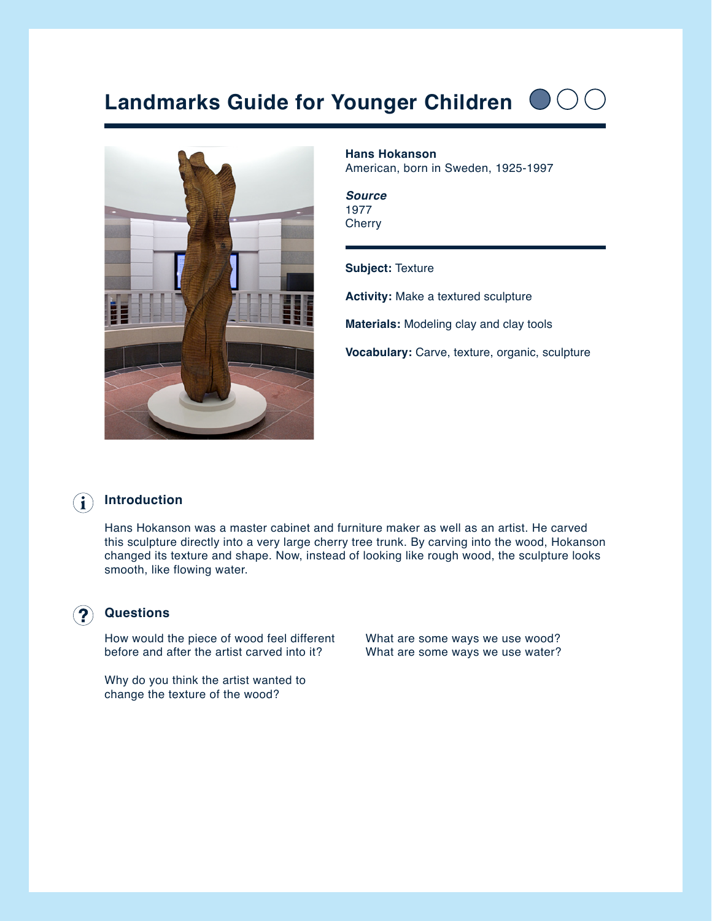# Landmarks Guide for Younger Children

**Hans Hokanson**
American, born in Sweden, 1925-1997

***Source***
1977
Cherry

**Subject:** Texture

**Activity:** Make a textured sculpture

**Materials:** Modeling clay and clay tools

**Vocabulary:** Carve, texture, organic, sculpture

## Introduction

Hans Hokanson was a master cabinet and furniture maker as well as an artist. He carved this sculpture directly into a very large cherry tree trunk. By carving into the wood, Hokanson changed its texture and shape. Now, instead of looking like rough wood, the sculpture looks smooth, like flowing water.

## Questions

How would the piece of wood feel different before and after the artist carved into it?

Why do you think the artist wanted to change the texture of the wood?

What are some ways we use wood? What are some ways we use water?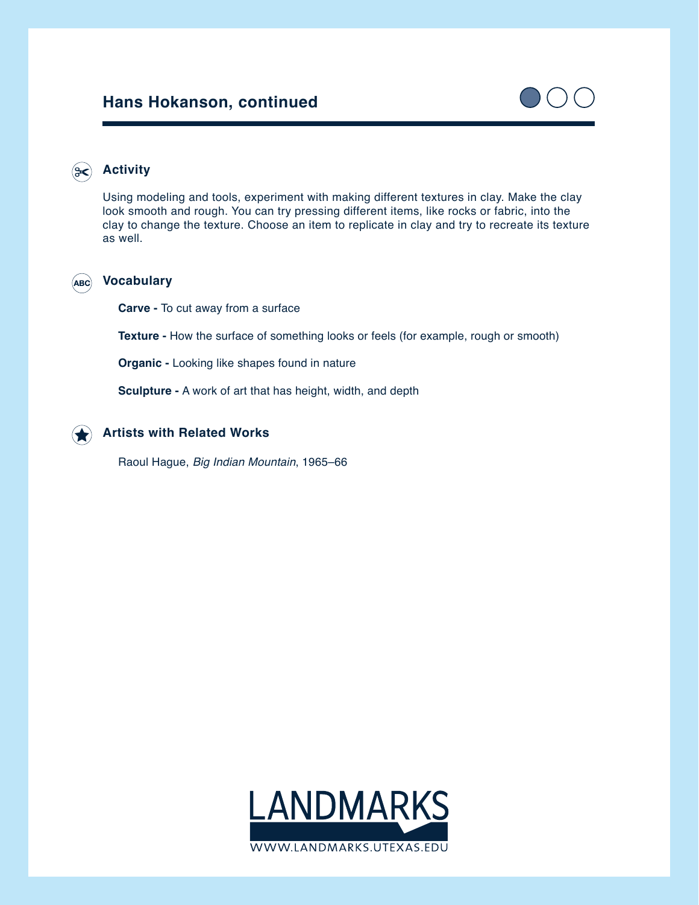## Hans Hokanson, continued

### Activity

Using modeling and tools, experiment with making different textures in clay. Make the clay look smooth and rough. You can try pressing different items, like rocks or fabric, into the clay to change the texture. Choose an item to replicate in clay and try to recreate its texture as well.

### Vocabulary

**Carve -** To cut away from a surface

**Texture -** How the surface of something looks or feels (for example, rough or smooth)

**Organic -** Looking like shapes found in nature

**Sculpture -** A work of art that has height, width, and depth

### Artists with Related Works

Raoul Hague, *Big Indian Mountain*, 1965–66

LANDMARKS

WWW.LANDMARKS.UTEXAS.EDU